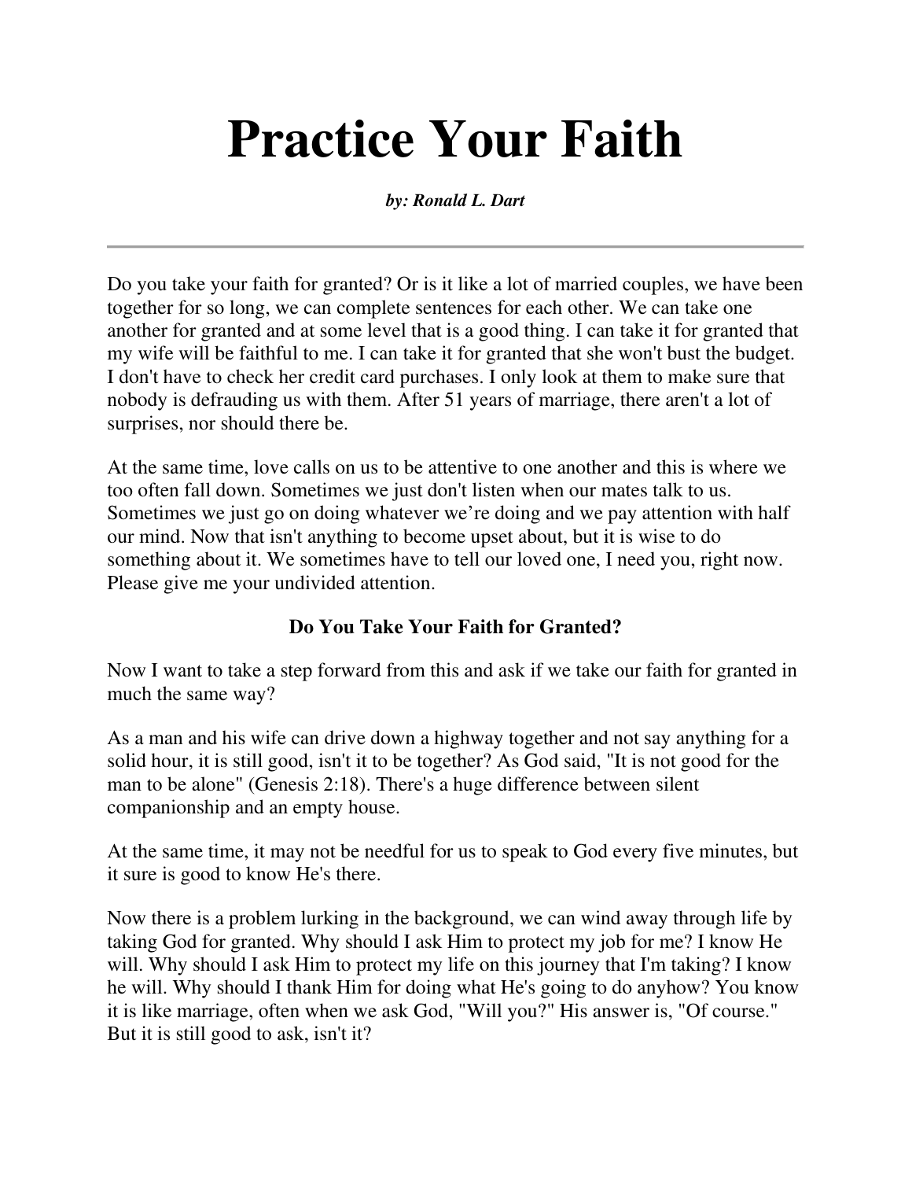# Practice Your Faith

***by: Ronald L. Dart***

---

Do you take your faith for granted? Or is it like a lot of married couples, we have been together for so long, we can complete sentences for each other. We can take one another for granted and at some level that is a good thing. I can take it for granted that my wife will be faithful to me. I can take it for granted that she won't bust the budget. I don't have to check her credit card purchases. I only look at them to make sure that nobody is defrauding us with them. After 51 years of marriage, there aren't a lot of surprises, nor should there be.

At the same time, love calls on us to be attentive to one another and this is where we too often fall down. Sometimes we just don't listen when our mates talk to us. Sometimes we just go on doing whatever we're doing and we pay attention with half our mind. Now that isn't anything to become upset about, but it is wise to do something about it. We sometimes have to tell our loved one, I need you, right now. Please give me your undivided attention.

**Do You Take Your Faith for Granted?**

Now I want to take a step forward from this and ask if we take our faith for granted in much the same way?

As a man and his wife can drive down a highway together and not say anything for a solid hour, it is still good, isn't it to be together? As God said, "It is not good for the man to be alone" (Genesis 2:18). There's a huge difference between silent companionship and an empty house.

At the same time, it may not be needful for us to speak to God every five minutes, but it sure is good to know He's there.

Now there is a problem lurking in the background, we can wind away through life by taking God for granted. Why should I ask Him to protect my job for me? I know He will. Why should I ask Him to protect my life on this journey that I'm taking? I know he will. Why should I thank Him for doing what He's going to do anyhow? You know it is like marriage, often when we ask God, "Will you?" His answer is, "Of course." But it is still good to ask, isn't it?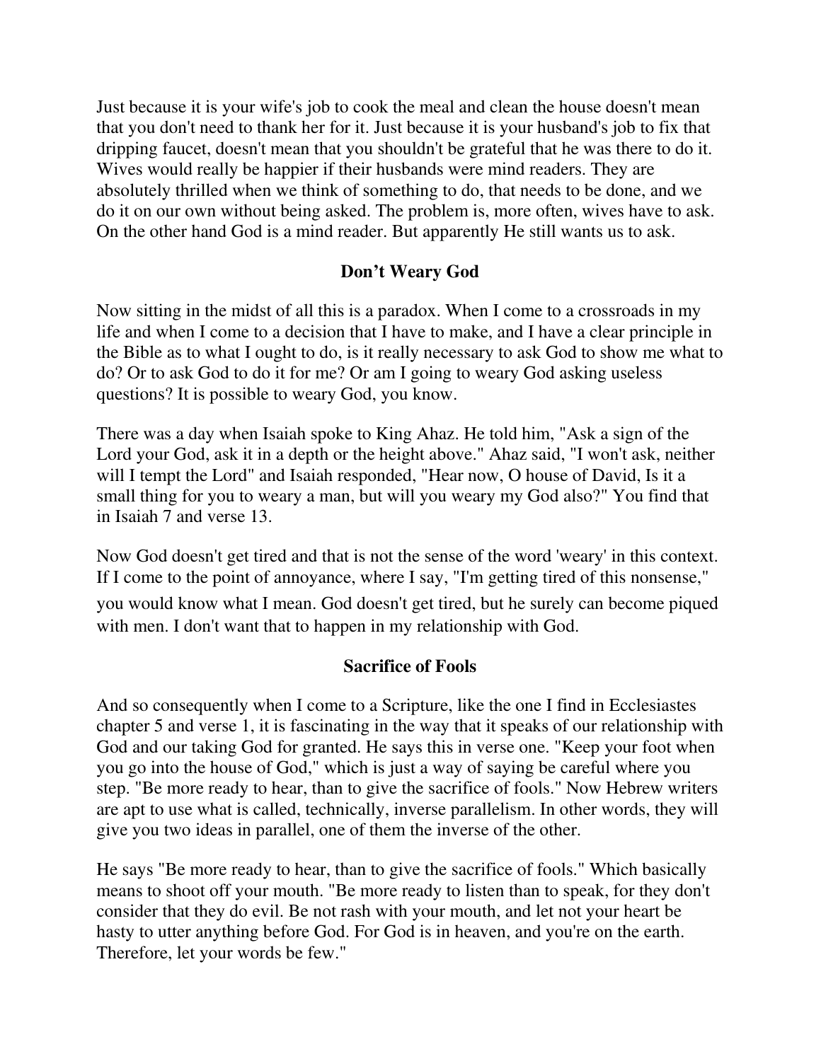Just because it is your wife's job to cook the meal and clean the house doesn't mean that you don't need to thank her for it. Just because it is your husband's job to fix that dripping faucet, doesn't mean that you shouldn't be grateful that he was there to do it. Wives would really be happier if their husbands were mind readers. They are absolutely thrilled when we think of something to do, that needs to be done, and we do it on our own without being asked. The problem is, more often, wives have to ask. On the other hand God is a mind reader. But apparently He still wants us to ask.

## Don't Weary God

Now sitting in the midst of all this is a paradox. When I come to a crossroads in my life and when I come to a decision that I have to make, and I have a clear principle in the Bible as to what I ought to do, is it really necessary to ask God to show me what to do? Or to ask God to do it for me? Or am I going to weary God asking useless questions? It is possible to weary God, you know.

There was a day when Isaiah spoke to King Ahaz. He told him, "Ask a sign of the Lord your God, ask it in a depth or the height above." Ahaz said, "I won't ask, neither will I tempt the Lord" and Isaiah responded, "Hear now, O house of David, Is it a small thing for you to weary a man, but will you weary my God also?" You find that in Isaiah 7 and verse 13.

Now God doesn't get tired and that is not the sense of the word 'weary' in this context. If I come to the point of annoyance, where I say, "I'm getting tired of this nonsense," you would know what I mean. God doesn't get tired, but he surely can become piqued with men. I don't want that to happen in my relationship with God.

## Sacrifice of Fools

And so consequently when I come to a Scripture, like the one I find in Ecclesiastes chapter 5 and verse 1, it is fascinating in the way that it speaks of our relationship with God and our taking God for granted. He says this in verse one. "Keep your foot when you go into the house of God," which is just a way of saying be careful where you step. "Be more ready to hear, than to give the sacrifice of fools." Now Hebrew writers are apt to use what is called, technically, inverse parallelism. In other words, they will give you two ideas in parallel, one of them the inverse of the other.

He says "Be more ready to hear, than to give the sacrifice of fools." Which basically means to shoot off your mouth. "Be more ready to listen than to speak, for they don't consider that they do evil. Be not rash with your mouth, and let not your heart be hasty to utter anything before God. For God is in heaven, and you're on the earth. Therefore, let your words be few."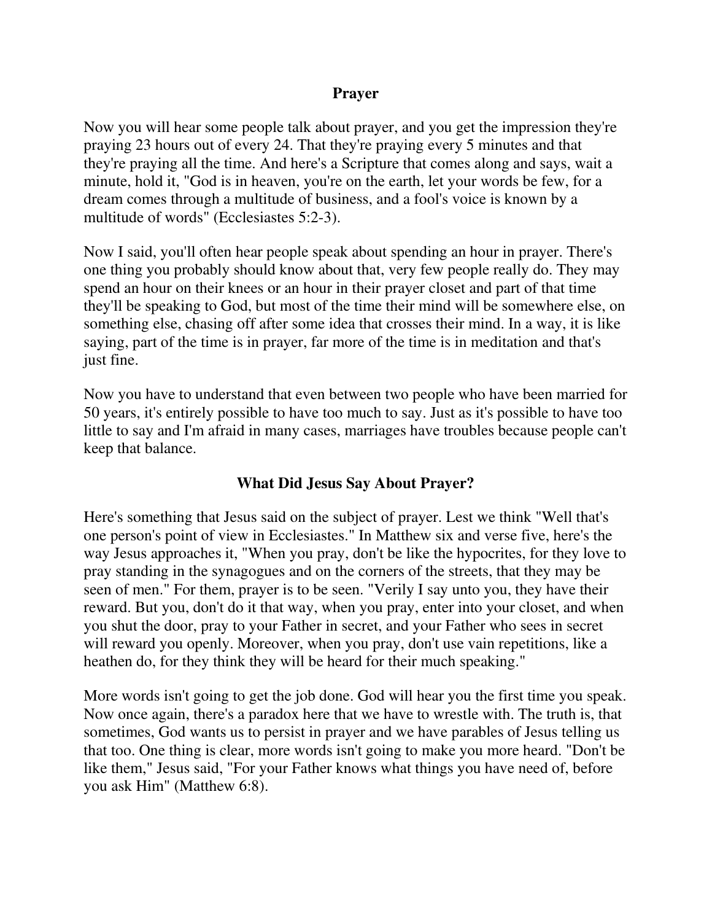## Prayer

Now you will hear some people talk about prayer, and you get the impression they're praying 23 hours out of every 24. That they're praying every 5 minutes and that they're praying all the time. And here's a Scripture that comes along and says, wait a minute, hold it, "God is in heaven, you're on the earth, let your words be few, for a dream comes through a multitude of business, and a fool's voice is known by a multitude of words" (Ecclesiastes 5:2-3).

Now I said, you'll often hear people speak about spending an hour in prayer. There's one thing you probably should know about that, very few people really do. They may spend an hour on their knees or an hour in their prayer closet and part of that time they'll be speaking to God, but most of the time their mind will be somewhere else, on something else, chasing off after some idea that crosses their mind. In a way, it is like saying, part of the time is in prayer, far more of the time is in meditation and that's just fine.

Now you have to understand that even between two people who have been married for 50 years, it's entirely possible to have too much to say. Just as it's possible to have too little to say and I'm afraid in many cases, marriages have troubles because people can't keep that balance.

## What Did Jesus Say About Prayer?

Here's something that Jesus said on the subject of prayer. Lest we think "Well that's one person's point of view in Ecclesiastes." In Matthew six and verse five, here's the way Jesus approaches it, "When you pray, don't be like the hypocrites, for they love to pray standing in the synagogues and on the corners of the streets, that they may be seen of men." For them, prayer is to be seen. "Verily I say unto you, they have their reward. But you, don't do it that way, when you pray, enter into your closet, and when you shut the door, pray to your Father in secret, and your Father who sees in secret will reward you openly. Moreover, when you pray, don't use vain repetitions, like a heathen do, for they think they will be heard for their much speaking."

More words isn't going to get the job done. God will hear you the first time you speak. Now once again, there's a paradox here that we have to wrestle with. The truth is, that sometimes, God wants us to persist in prayer and we have parables of Jesus telling us that too. One thing is clear, more words isn't going to make you more heard. "Don't be like them," Jesus said, "For your Father knows what things you have need of, before you ask Him" (Matthew 6:8).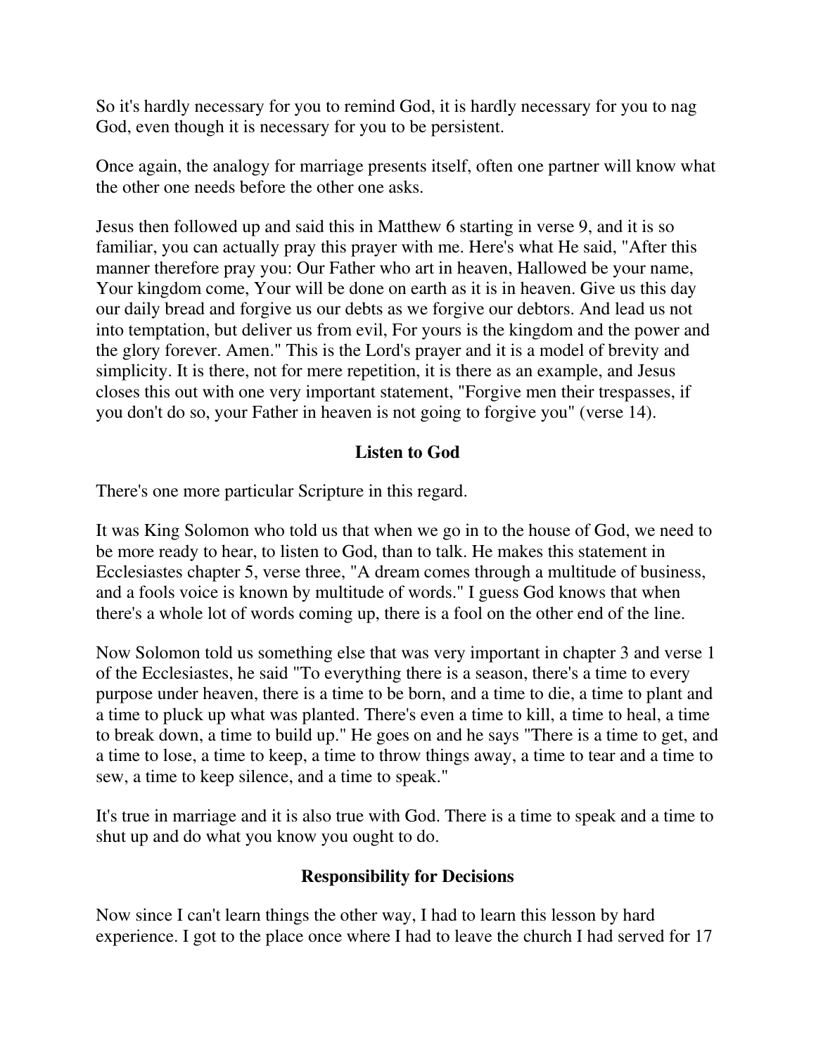So it's hardly necessary for you to remind God, it is hardly necessary for you to nag God, even though it is necessary for you to be persistent.

Once again, the analogy for marriage presents itself, often one partner will know what the other one needs before the other one asks.

Jesus then followed up and said this in Matthew 6 starting in verse 9, and it is so familiar, you can actually pray this prayer with me. Here's what He said, "After this manner therefore pray you: Our Father who art in heaven, Hallowed be your name, Your kingdom come, Your will be done on earth as it is in heaven. Give us this day our daily bread and forgive us our debts as we forgive our debtors. And lead us not into temptation, but deliver us from evil, For yours is the kingdom and the power and the glory forever. Amen." This is the Lord's prayer and it is a model of brevity and simplicity. It is there, not for mere repetition, it is there as an example, and Jesus closes this out with one very important statement, "Forgive men their trespasses, if you don't do so, your Father in heaven is not going to forgive you" (verse 14).

## Listen to God

There's one more particular Scripture in this regard.

It was King Solomon who told us that when we go in to the house of God, we need to be more ready to hear, to listen to God, than to talk. He makes this statement in Ecclesiastes chapter 5, verse three, "A dream comes through a multitude of business, and a fools voice is known by multitude of words." I guess God knows that when there's a whole lot of words coming up, there is a fool on the other end of the line.

Now Solomon told us something else that was very important in chapter 3 and verse 1 of the Ecclesiastes, he said "To everything there is a season, there's a time to every purpose under heaven, there is a time to be born, and a time to die, a time to plant and a time to pluck up what was planted. There's even a time to kill, a time to heal, a time to break down, a time to build up." He goes on and he says "There is a time to get, and a time to lose, a time to keep, a time to throw things away, a time to tear and a time to sew, a time to keep silence, and a time to speak."

It's true in marriage and it is also true with God. There is a time to speak and a time to shut up and do what you know you ought to do.

## Responsibility for Decisions

Now since I can't learn things the other way, I had to learn this lesson by hard experience. I got to the place once where I had to leave the church I had served for 17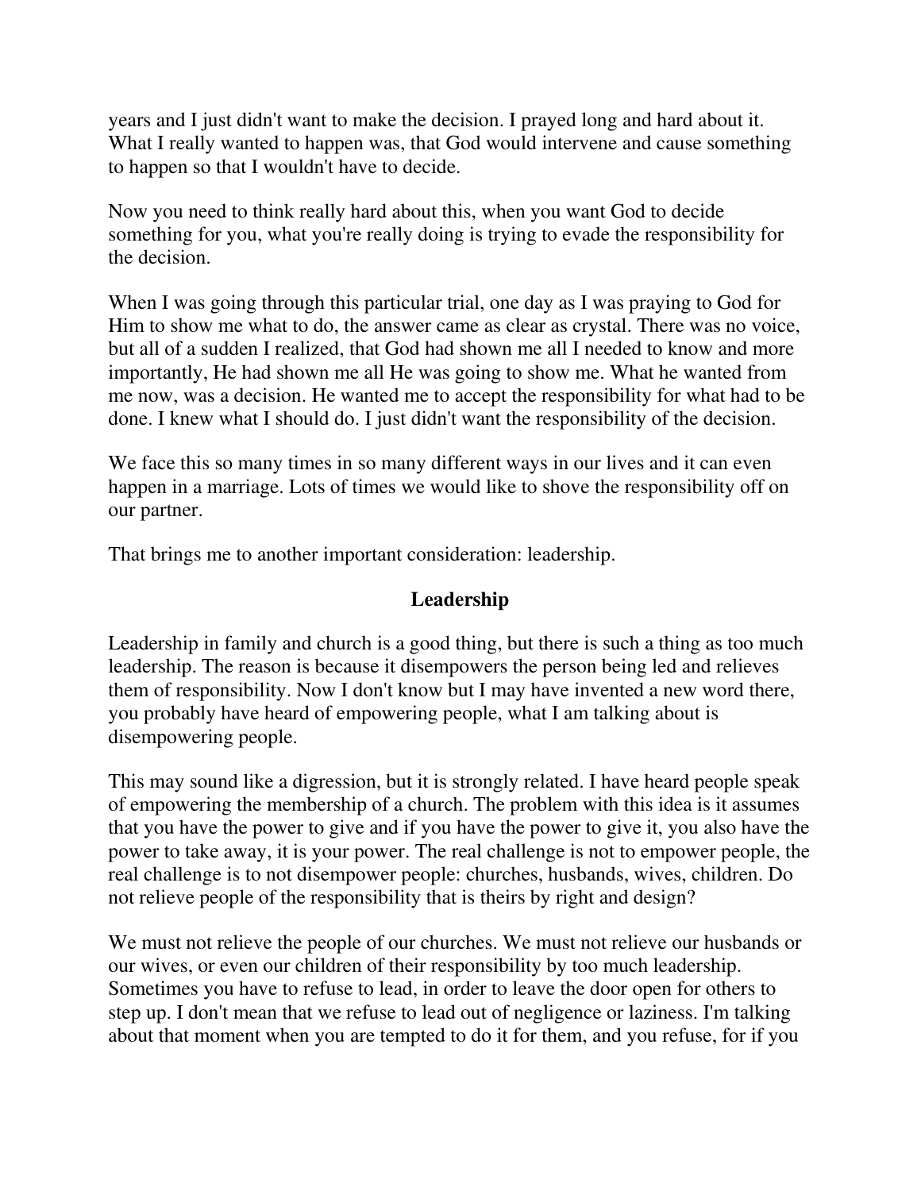years and I just didn't want to make the decision. I prayed long and hard about it. What I really wanted to happen was, that God would intervene and cause something to happen so that I wouldn't have to decide.

Now you need to think really hard about this, when you want God to decide something for you, what you're really doing is trying to evade the responsibility for the decision.

When I was going through this particular trial, one day as I was praying to God for Him to show me what to do, the answer came as clear as crystal. There was no voice, but all of a sudden I realized, that God had shown me all I needed to know and more importantly, He had shown me all He was going to show me. What he wanted from me now, was a decision. He wanted me to accept the responsibility for what had to be done. I knew what I should do. I just didn't want the responsibility of the decision.

We face this so many times in so many different ways in our lives and it can even happen in a marriage. Lots of times we would like to shove the responsibility off on our partner.

That brings me to another important consideration: leadership.

## Leadership

Leadership in family and church is a good thing, but there is such a thing as too much leadership. The reason is because it disempowers the person being led and relieves them of responsibility. Now I don't know but I may have invented a new word there, you probably have heard of empowering people, what I am talking about is disempowering people.

This may sound like a digression, but it is strongly related. I have heard people speak of empowering the membership of a church. The problem with this idea is it assumes that you have the power to give and if you have the power to give it, you also have the power to take away, it is your power. The real challenge is not to empower people, the real challenge is to not disempower people: churches, husbands, wives, children. Do not relieve people of the responsibility that is theirs by right and design?

We must not relieve the people of our churches. We must not relieve our husbands or our wives, or even our children of their responsibility by too much leadership. Sometimes you have to refuse to lead, in order to leave the door open for others to step up. I don't mean that we refuse to lead out of negligence or laziness. I'm talking about that moment when you are tempted to do it for them, and you refuse, for if you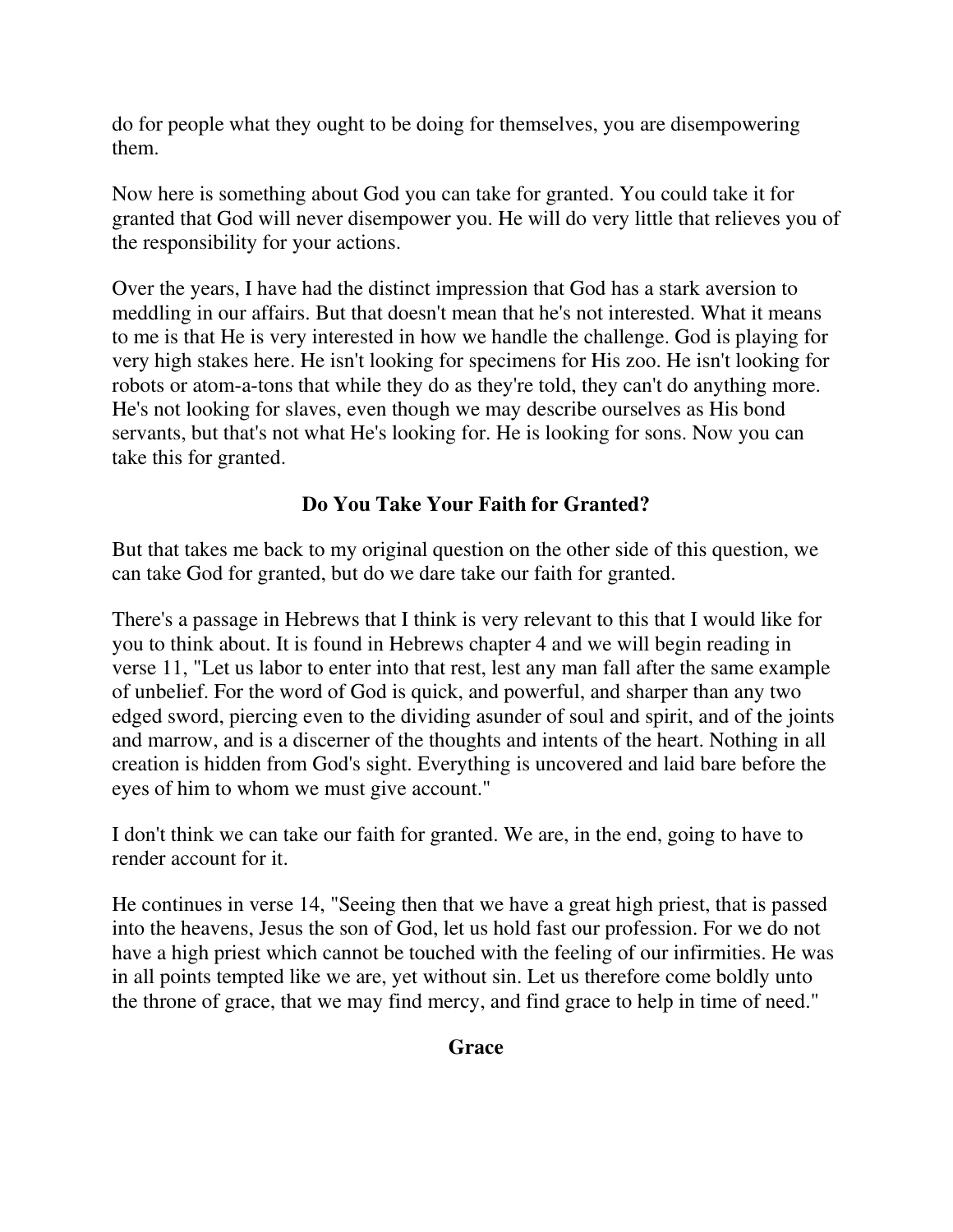do for people what they ought to be doing for themselves, you are disempowering them.

Now here is something about God you can take for granted. You could take it for granted that God will never disempower you. He will do very little that relieves you of the responsibility for your actions.

Over the years, I have had the distinct impression that God has a stark aversion to meddling in our affairs. But that doesn't mean that he's not interested. What it means to me is that He is very interested in how we handle the challenge. God is playing for very high stakes here. He isn't looking for specimens for His zoo. He isn't looking for robots or atom-a-tons that while they do as they're told, they can't do anything more. He's not looking for slaves, even though we may describe ourselves as His bond servants, but that's not what He's looking for. He is looking for sons. Now you can take this for granted.

## Do You Take Your Faith for Granted?

But that takes me back to my original question on the other side of this question, we can take God for granted, but do we dare take our faith for granted.

There's a passage in Hebrews that I think is very relevant to this that I would like for you to think about. It is found in Hebrews chapter 4 and we will begin reading in verse 11, "Let us labor to enter into that rest, lest any man fall after the same example of unbelief. For the word of God is quick, and powerful, and sharper than any two edged sword, piercing even to the dividing asunder of soul and spirit, and of the joints and marrow, and is a discerner of the thoughts and intents of the heart. Nothing in all creation is hidden from God's sight. Everything is uncovered and laid bare before the eyes of him to whom we must give account."

I don't think we can take our faith for granted. We are, in the end, going to have to render account for it.

He continues in verse 14, "Seeing then that we have a great high priest, that is passed into the heavens, Jesus the son of God, let us hold fast our profession. For we do not have a high priest which cannot be touched with the feeling of our infirmities. He was in all points tempted like we are, yet without sin. Let us therefore come boldly unto the throne of grace, that we may find mercy, and find grace to help in time of need."

## Grace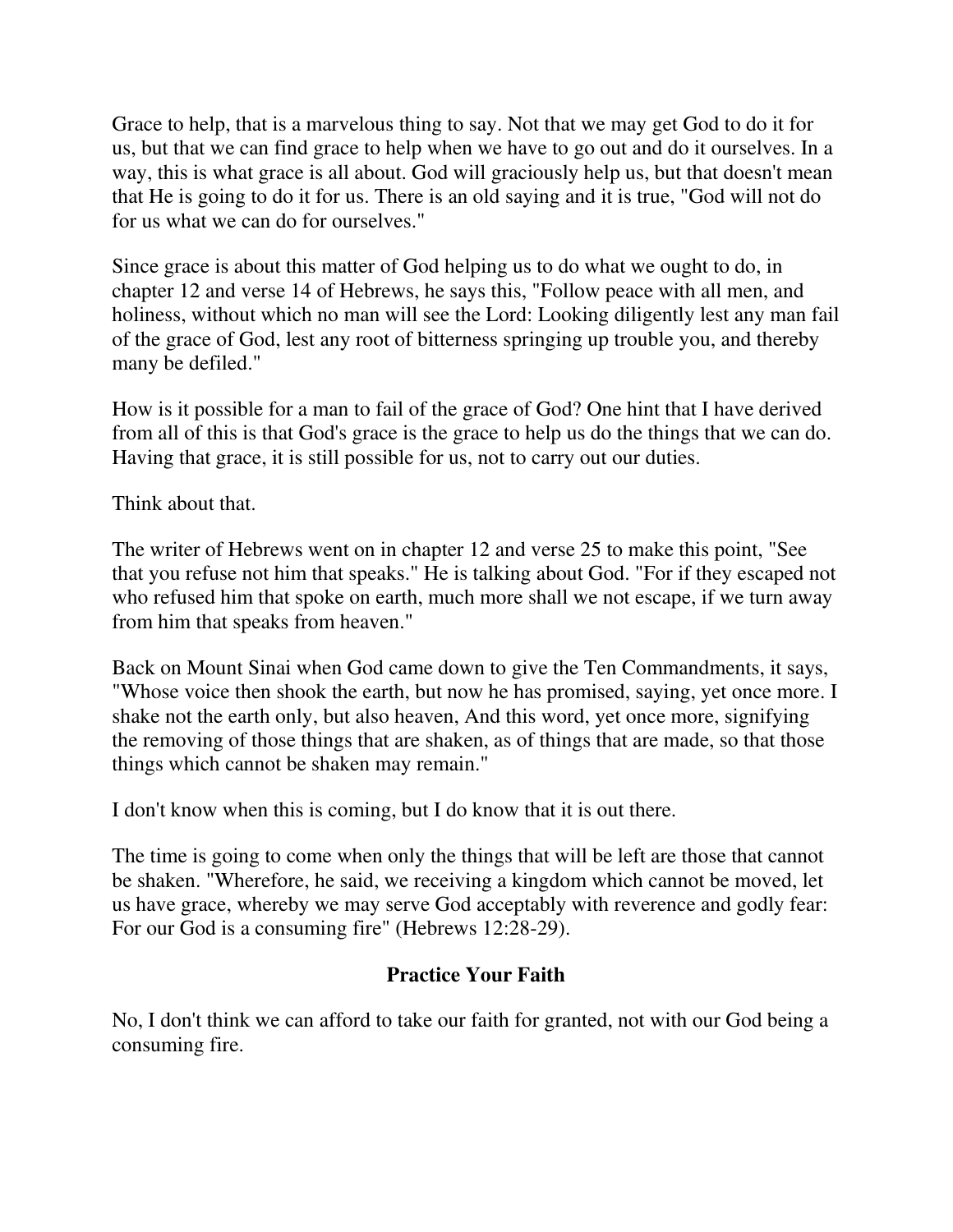Grace to help, that is a marvelous thing to say. Not that we may get God to do it for us, but that we can find grace to help when we have to go out and do it ourselves. In a way, this is what grace is all about. God will graciously help us, but that doesn't mean that He is going to do it for us. There is an old saying and it is true, "God will not do for us what we can do for ourselves."

Since grace is about this matter of God helping us to do what we ought to do, in chapter 12 and verse 14 of Hebrews, he says this, "Follow peace with all men, and holiness, without which no man will see the Lord: Looking diligently lest any man fail of the grace of God, lest any root of bitterness springing up trouble you, and thereby many be defiled."

How is it possible for a man to fail of the grace of God? One hint that I have derived from all of this is that God's grace is the grace to help us do the things that we can do. Having that grace, it is still possible for us, not to carry out our duties.

Think about that.

The writer of Hebrews went on in chapter 12 and verse 25 to make this point, "See that you refuse not him that speaks." He is talking about God. "For if they escaped not who refused him that spoke on earth, much more shall we not escape, if we turn away from him that speaks from heaven."

Back on Mount Sinai when God came down to give the Ten Commandments, it says, "Whose voice then shook the earth, but now he has promised, saying, yet once more. I shake not the earth only, but also heaven, And this word, yet once more, signifying the removing of those things that are shaken, as of things that are made, so that those things which cannot be shaken may remain."

I don't know when this is coming, but I do know that it is out there.

The time is going to come when only the things that will be left are those that cannot be shaken. "Wherefore, he said, we receiving a kingdom which cannot be moved, let us have grace, whereby we may serve God acceptably with reverence and godly fear: For our God is a consuming fire" (Hebrews 12:28-29).

## Practice Your Faith

No, I don't think we can afford to take our faith for granted, not with our God being a consuming fire.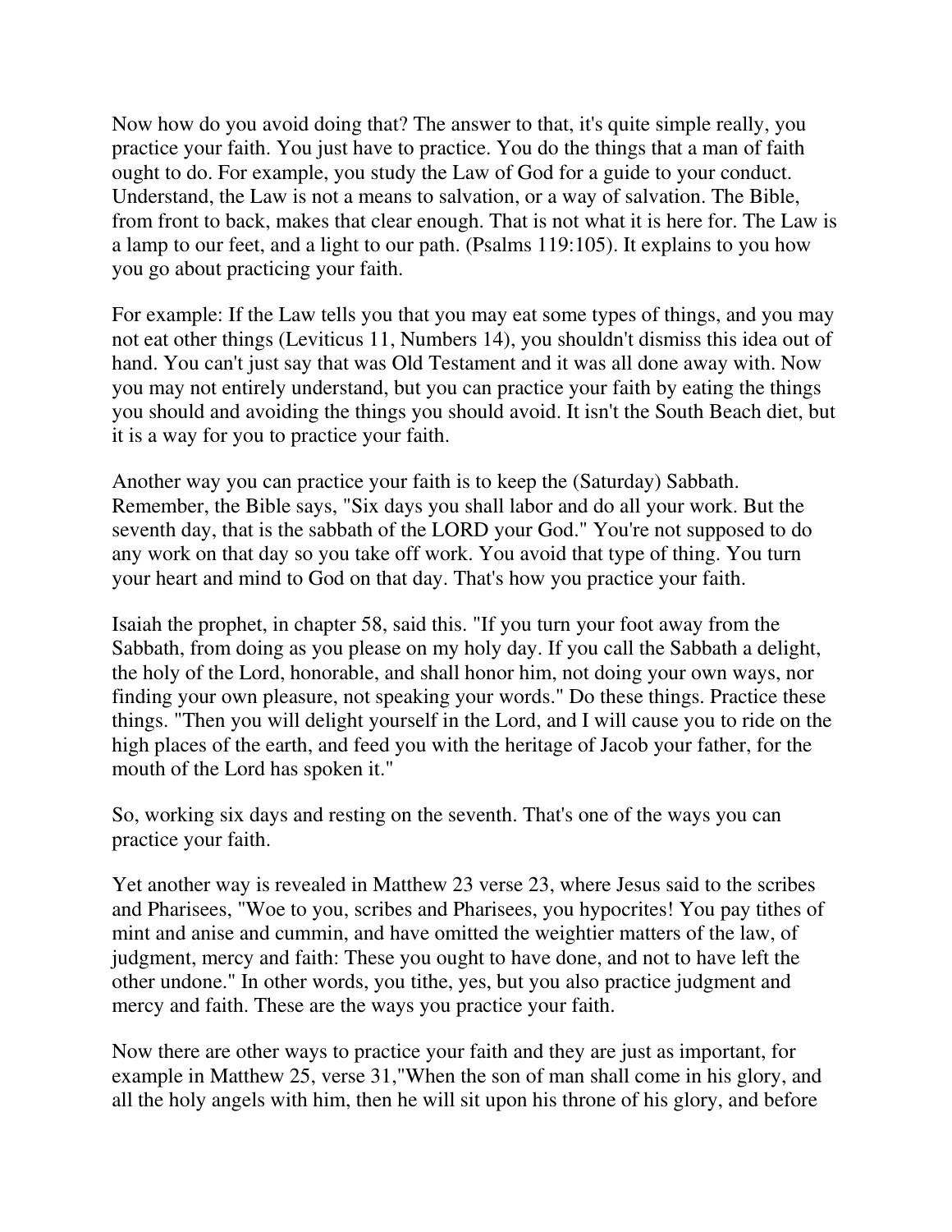Now how do you avoid doing that? The answer to that, it's quite simple really, you practice your faith. You just have to practice. You do the things that a man of faith ought to do. For example, you study the Law of God for a guide to your conduct. Understand, the Law is not a means to salvation, or a way of salvation. The Bible, from front to back, makes that clear enough. That is not what it is here for. The Law is a lamp to our feet, and a light to our path. (Psalms 119:105). It explains to you how you go about practicing your faith.

For example: If the Law tells you that you may eat some types of things, and you may not eat other things (Leviticus 11, Numbers 14), you shouldn't dismiss this idea out of hand. You can't just say that was Old Testament and it was all done away with. Now you may not entirely understand, but you can practice your faith by eating the things you should and avoiding the things you should avoid. It isn't the South Beach diet, but it is a way for you to practice your faith.

Another way you can practice your faith is to keep the (Saturday) Sabbath. Remember, the Bible says, "Six days you shall labor and do all your work. But the seventh day, that is the sabbath of the LORD your God." You're not supposed to do any work on that day so you take off work. You avoid that type of thing. You turn your heart and mind to God on that day. That's how you practice your faith.

Isaiah the prophet, in chapter 58, said this. "If you turn your foot away from the Sabbath, from doing as you please on my holy day. If you call the Sabbath a delight, the holy of the Lord, honorable, and shall honor him, not doing your own ways, nor finding your own pleasure, not speaking your words." Do these things. Practice these things. "Then you will delight yourself in the Lord, and I will cause you to ride on the high places of the earth, and feed you with the heritage of Jacob your father, for the mouth of the Lord has spoken it."

So, working six days and resting on the seventh. That's one of the ways you can practice your faith.

Yet another way is revealed in Matthew 23 verse 23, where Jesus said to the scribes and Pharisees, "Woe to you, scribes and Pharisees, you hypocrites! You pay tithes of mint and anise and cummin, and have omitted the weightier matters of the law, of judgment, mercy and faith: These you ought to have done, and not to have left the other undone." In other words, you tithe, yes, but you also practice judgment and mercy and faith. These are the ways you practice your faith.

Now there are other ways to practice your faith and they are just as important, for example in Matthew 25, verse 31,"When the son of man shall come in his glory, and all the holy angels with him, then he will sit upon his throne of his glory, and before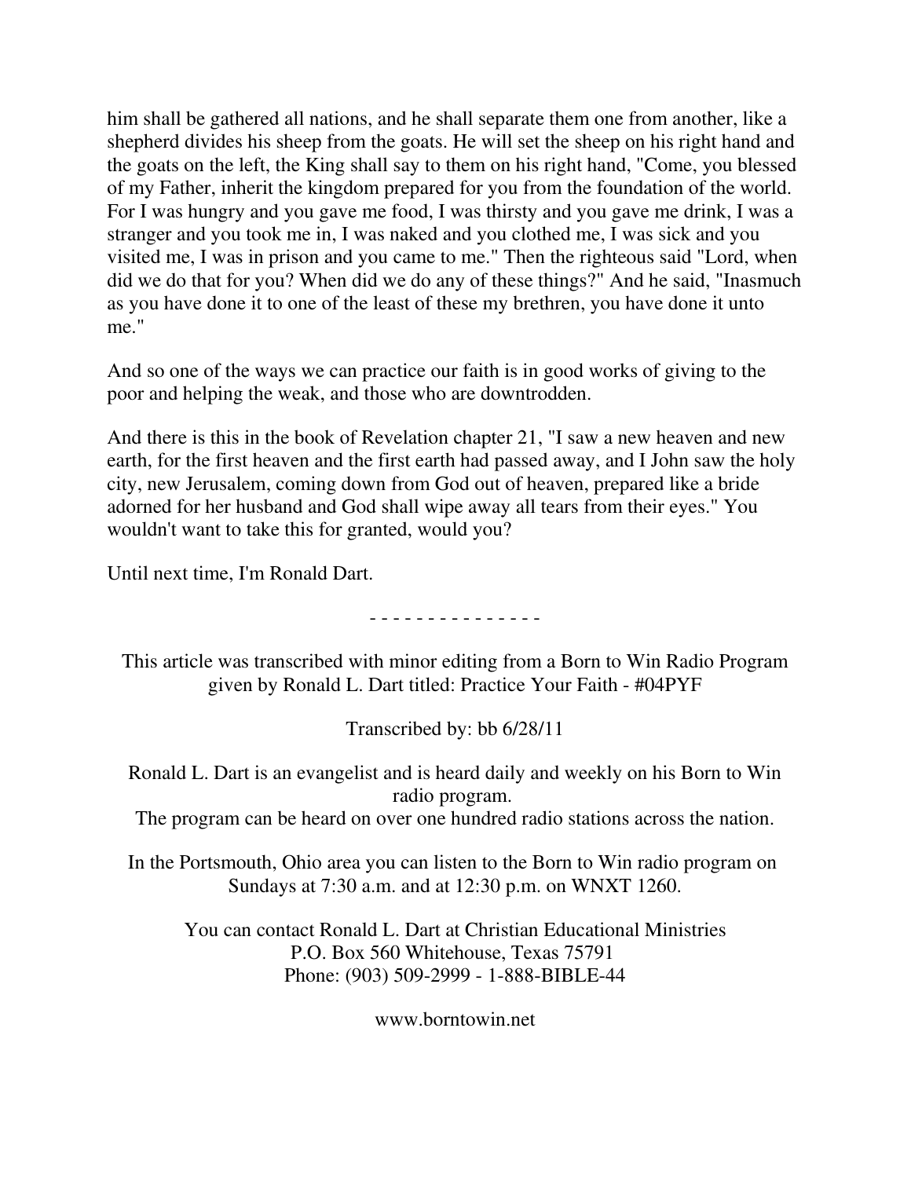him shall be gathered all nations, and he shall separate them one from another, like a shepherd divides his sheep from the goats. He will set the sheep on his right hand and the goats on the left, the King shall say to them on his right hand, "Come, you blessed of my Father, inherit the kingdom prepared for you from the foundation of the world. For I was hungry and you gave me food, I was thirsty and you gave me drink, I was a stranger and you took me in, I was naked and you clothed me, I was sick and you visited me, I was in prison and you came to me." Then the righteous said "Lord, when did we do that for you? When did we do any of these things?" And he said, "Inasmuch as you have done it to one of the least of these my brethren, you have done it unto me."

And so one of the ways we can practice our faith is in good works of giving to the poor and helping the weak, and those who are downtrodden.

And there is this in the book of Revelation chapter 21, "I saw a new heaven and new earth, for the first heaven and the first earth had passed away, and I John saw the holy city, new Jerusalem, coming down from God out of heaven, prepared like a bride adorned for her husband and God shall wipe away all tears from their eyes." You wouldn't want to take this for granted, would you?

Until next time, I'm Ronald Dart.

- - - - - - - - - - - - - - -

This article was transcribed with minor editing from a Born to Win Radio Program given by Ronald L. Dart titled: Practice Your Faith - #04PYF

Transcribed by: bb 6/28/11

Ronald L. Dart is an evangelist and is heard daily and weekly on his Born to Win radio program.
The program can be heard on over one hundred radio stations across the nation.

In the Portsmouth, Ohio area you can listen to the Born to Win radio program on Sundays at 7:30 a.m. and at 12:30 p.m. on WNXT 1260.

You can contact Ronald L. Dart at Christian Educational Ministries
P.O. Box 560 Whitehouse, Texas 75791
Phone: (903) 509-2999 - 1-888-BIBLE-44

www.borntowin.net